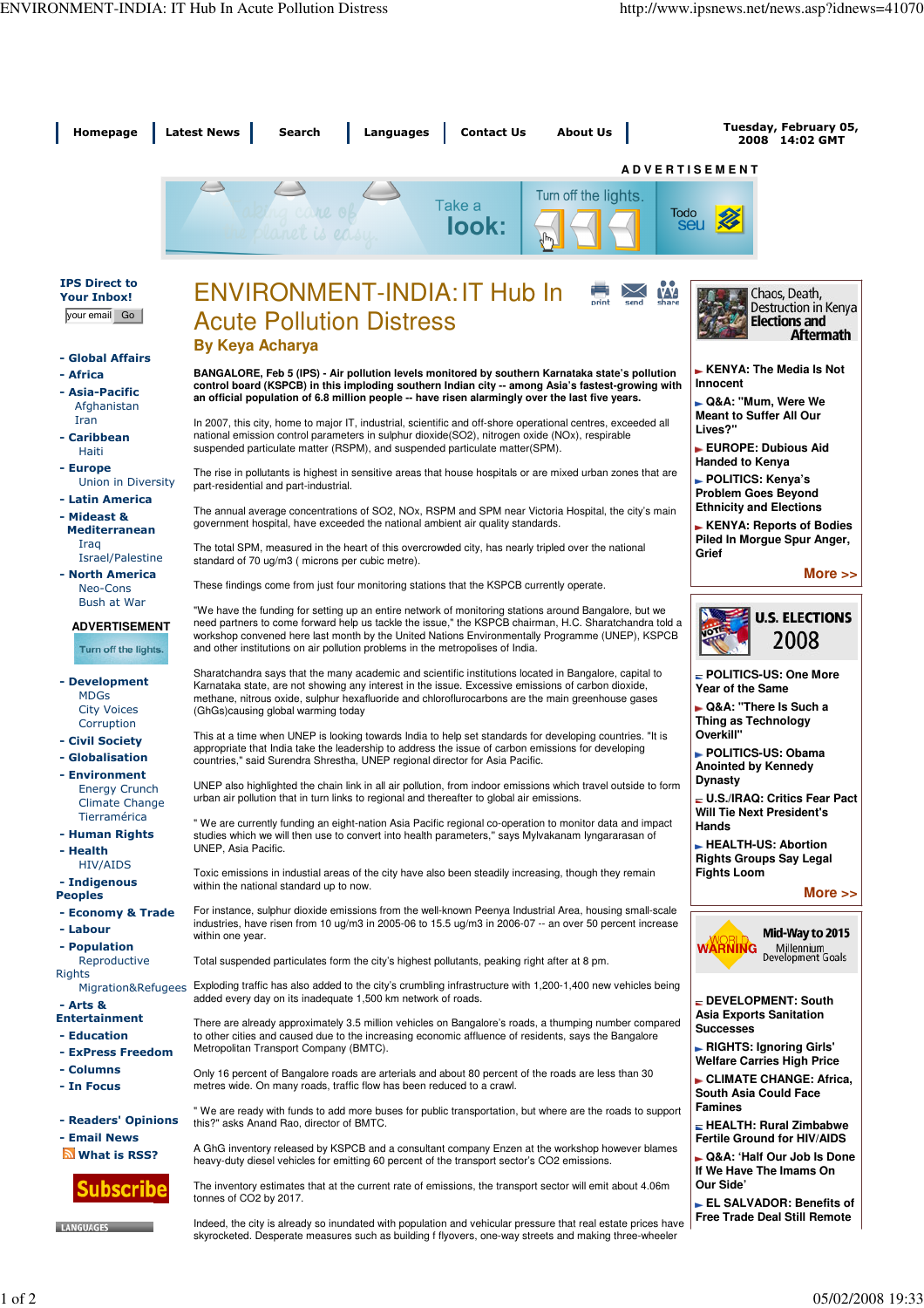# ENVIRONMENT-INDIA: IT Hub In Acute Pollution Distress

**By Keya Acharya**

**BANGALORE, Feb 5 (IPS) - Air pollution levels monitored by southern Karnataka state's pollution control board (KSPCB) in this imploding southern Indian city -- among Asia's fastest-growing with an official population of 6.8 million people -- have risen alarmingly over the last five years.**

In 2007, this city, home to major IT, industrial, scientific and off-shore operational centres, exceeded all national emission control parameters in sulphur dioxide(SO2), nitrogen oxide (NOx), respirable suspended particulate matter (RSPM), and suspended particulate matter(SPM).

The rise in pollutants is highest in sensitive areas that house hospitals or are mixed urban zones that are part-residential and part-industrial.

The annual average concentrations of SO2, NOx, RSPM and SPM near Victoria Hospital, the city's main government hospital, have exceeded the national ambient air quality standards.

The total SPM, measured in the heart of this overcrowded city, has nearly tripled over the national standard of 70 ug/m3 ( microns per cubic metre).

These findings come from just four monitoring stations that the KSPCB currently operate.

"We have the funding for setting up an entire network of monitoring stations around Bangalore, but we need partners to come forward help us tackle the issue," the KSPCB chairman, H.C. Sharatchandra told a workshop convened here last month by the United Nations Environmentally Programme (UNEP), KSPCB and other institutions on air pollution problems in the metropolises of India.

Sharatchandra says that the many academic and scientific institutions located in Bangalore, capital to Karnataka state, are not showing any interest in the issue. Excessive emissions of carbon dioxide, methane, nitrous oxide, sulphur hexafluoride and chloroflurocarbons are the main greenhouse gases (GhGs)causing global warming today

This at a time when UNEP is looking towards India to help set standards for developing countries. "It is appropriate that India take the leadership to address the issue of carbon emissions for developing countries," said Surendra Shrestha, UNEP regional director for Asia Pacific.

UNEP also highlighted the chain link in all air pollution, from indoor emissions which travel outside to form urban air pollution that in turn links to regional and thereafter to global air emissions.

" We are currently funding an eight-nation Asia Pacific regional co-operation to monitor data and impact studies which we will then use to convert into health parameters," says Mylvakanam Iyngararasan of UNEP, Asia Pacific.

Toxic emissions in industrial areas of the city have also been steadily increasing, though they remain within the national standard up to now.

For instance, sulphur dioxide emissions from the well-known Peenya Industrial Area, housing small-scale industries, have risen from 10 ug/m3 in 2005-06 to 15.5 ug/m3 in 2006-07 -- an over 50 percent increase within one year.

Total suspended particulates form the city's highest pollutants, peaking right after at 8 pm.

Exploding traffic has also added to the city's crumbling infrastructure with 1,200-1,400 new vehicles being added every day on its inadequate 1,500 km network of roads.

There are already approximately 3.5 million vehicles on Bangalore's roads, a thumping number compared to other cities and caused due to the increasing economic affluence of residents, says the Bangalore Metropolitan Transport Company (BMTC).

Only 16 percent of Bangalore roads are arterials and about 80 percent of the roads are less than 30 metres wide. On many roads, traffic flow has been reduced to a crawl.

" We are ready with funds to add more buses for public transportation, but where are the roads to support this?" asks Anand Rao, director of BMTC.

A GhG inventory released by KSPCB and a consultant company Enzen at the workshop however blames heavy-duty diesel vehicles for emitting 60 percent of the transport sector's CO2 emissions.

The inventory estimates that at the current rate of emissions, the transport sector will emit about 4.06m tonnes of CO2 by 2017.

Indeed, the city is already so inundated with population and vehicular pressure that real estate prices have skyrocketed. Desperate measures such as building f flyovers, one-way streets and making three-wheeler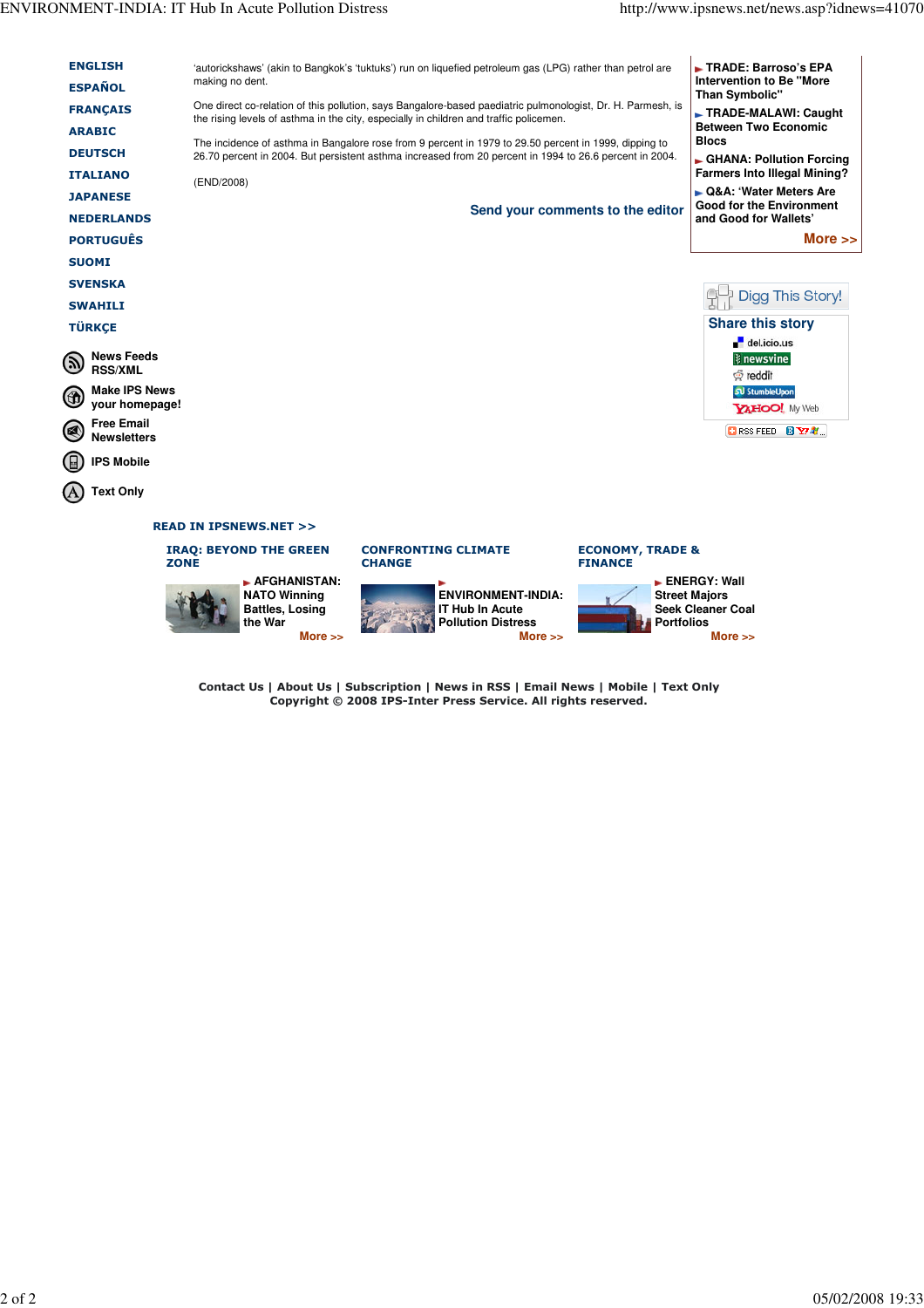'autorickshaws' (akin to Bangkok's 'tuktuks') run on liquefied petroleum gas (LPG) rather than petrol are making no dent.

One direct co-relation of this pollution, says Bangalore-based paediatric pulmonologist, Dr. H. Parmesh, is the rising levels of asthma in the city, especially in children and traffic policemen.

The incidence of asthma in Bangalore rose from 9 percent in 1979 to 29.50 percent in 1999, dipping to 26.70 percent in 2004. But persistent asthma increased from 20 percent in 1994 to 26.6 percent in 2004.

(END/2008)

Send your comments to the editor

- ENGLISH
- ESPAÑOL
- FRANÇAIS
- ARABIC
- DEUTSCH
- ITALIANO
- JAPANESE
- NEDERLANDS
- PORTUGUÊS
- SUOMI
- SVENSKA
- SWAHILI
- TÜRKÇE

- News Feeds RSS/XML
- Make IPS News your homepage!
- Free Email Newsletters
- IPS Mobile
- Text Only

- TRADE: Barroso's EPA Intervention to Be "More Than Symbolic"
- TRADE-MALAWI: Caught Between Two Economic Blocs
- GHANA: Pollution Forcing Farmers Into Illegal Mining?
- Q&A: 'Water Meters Are Good for the Environment and Good for Wallets'

More >>

Digg This Story!

Share this story

del.icio.us
newsvine
reddit
StumbleUpon
YAHOO! My Web

RSS FEED

READ IN IPSNEWS.NET >>

**IRAQ: BEYOND THE GREEN ZONE**

AFGHANISTAN: NATO Winning Battles, Losing the War

More >>

**CONFRONTING CLIMATE CHANGE**

ENVIRONMENT-INDIA: IT Hub In Acute Pollution Distress

More >>

**ECONOMY, TRADE & FINANCE**

ENERGY: Wall Street Majors Seek Cleaner Coal Portfolios

More >>

Contact Us | About Us | Subscription | News in RSS | Email News | Mobile | Text Only

Copyright © 2008 IPS-Inter Press Service. All rights reserved.